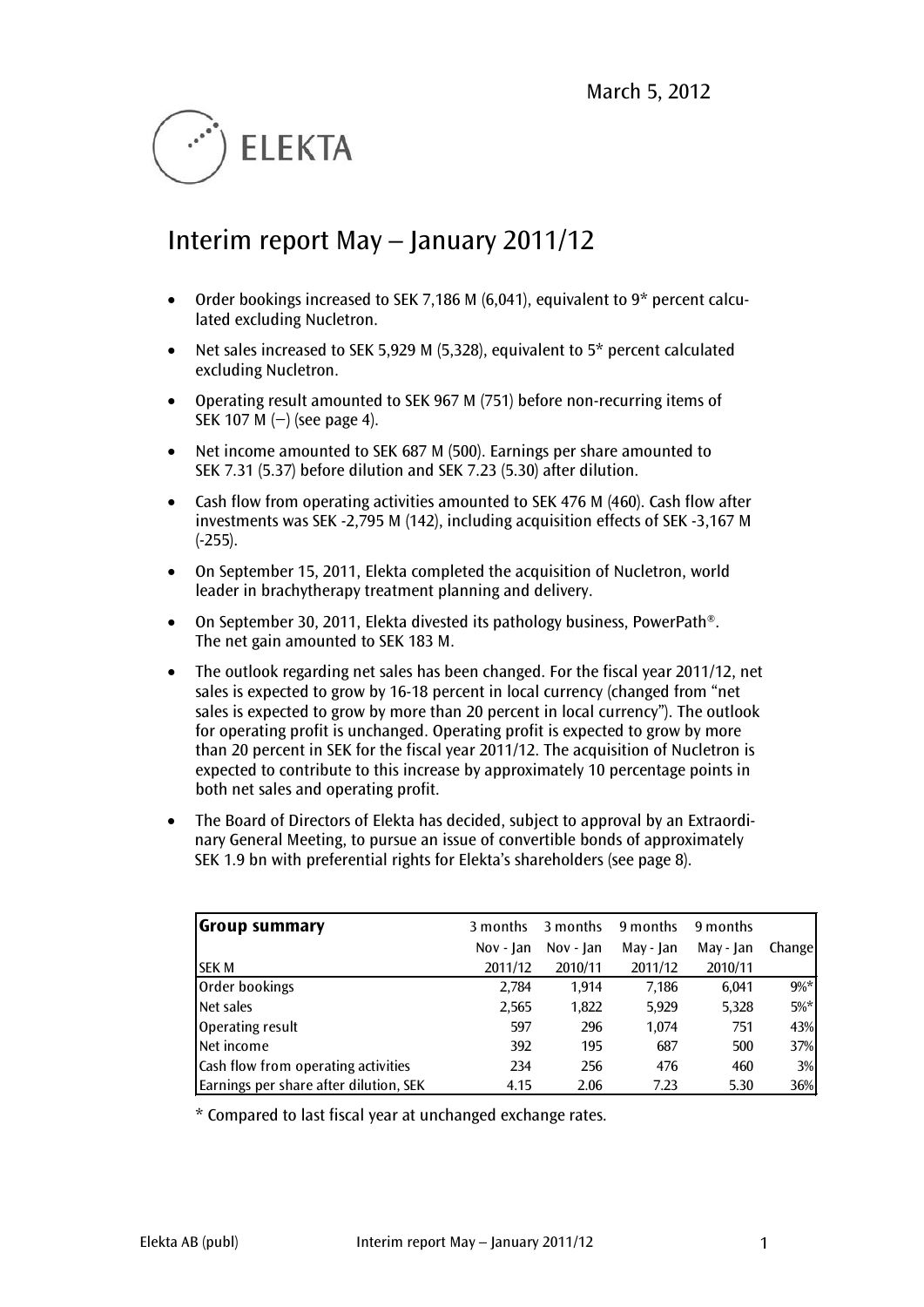March 5, 2012

ELEKTA

# Interim report May – January 2011/12

- Order bookings increased to SEK 7,186 M (6,041), equivalent to 9* percent calculated excluding Nucletron.
- Net sales increased to SEK 5,929 M (5,328), equivalent to 5* percent calculated excluding Nucletron.
- Operating result amounted to SEK 967 M (751) before non-recurring items of SEK 107 M (–) (see page 4).
- Net income amounted to SEK 687 M (500). Earnings per share amounted to SEK 7.31 (5.37) before dilution and SEK 7.23 (5.30) after dilution.
- Cash flow from operating activities amounted to SEK 476 M (460). Cash flow after investments was SEK -2,795 M (142), including acquisition effects of SEK -3,167 M (-255).
- On September 15, 2011, Elekta completed the acquisition of Nucletron, world leader in brachytherapy treatment planning and delivery.
- On September 30, 2011, Elekta divested its pathology business, PowerPath®. The net gain amounted to SEK 183 M.
- The outlook regarding net sales has been changed. For the fiscal year 2011/12, net sales is expected to grow by 16-18 percent in local currency (changed from "net sales is expected to grow by more than 20 percent in local currency"). The outlook for operating profit is unchanged. Operating profit is expected to grow by more than 20 percent in SEK for the fiscal year 2011/12. The acquisition of Nucletron is expected to contribute to this increase by approximately 10 percentage points in both net sales and operating profit.
- The Board of Directors of Elekta has decided, subject to approval by an Extraordinary General Meeting, to pursue an issue of convertible bonds of approximately SEK 1.9 bn with preferential rights for Elekta's shareholders (see page 8).

| **Group summary** | 3 months | 3 months | 9 months | 9 months | |
|---|---|---|---|---|---|
| | Nov - Jan | Nov - Jan | May - Jan | May - Jan | Change |
| SEK M | 2011/12 | 2010/11 | 2011/12 | 2010/11 | |
| Order bookings | 2,784 | 1,914 | 7,186 | 6,041 | 9%* |
| Net sales | 2,565 | 1,822 | 5,929 | 5,328 | 5%* |
| Operating result | 597 | 296 | 1,074 | 751 | 43% |
| Net income | 392 | 195 | 687 | 500 | 37% |
| Cash flow from operating activities | 234 | 256 | 476 | 460 | 3% |
| Earnings per share after dilution, SEK | 4.15 | 2.06 | 7.23 | 5.30 | 36% |

* Compared to last fiscal year at unchanged exchange rates.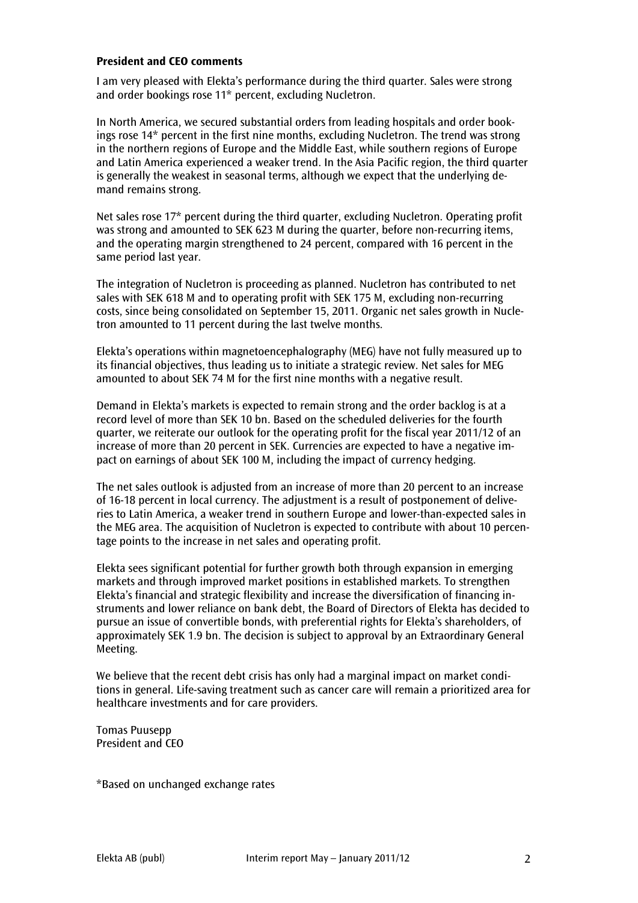**President and CEO comments**

I am very pleased with Elekta's performance during the third quarter. Sales were strong and order bookings rose 11* percent, excluding Nucletron.

In North America, we secured substantial orders from leading hospitals and order bookings rose 14* percent in the first nine months, excluding Nucletron. The trend was strong in the northern regions of Europe and the Middle East, while southern regions of Europe and Latin America experienced a weaker trend. In the Asia Pacific region, the third quarter is generally the weakest in seasonal terms, although we expect that the underlying demand remains strong.

Net sales rose 17* percent during the third quarter, excluding Nucletron. Operating profit was strong and amounted to SEK 623 M during the quarter, before non-recurring items, and the operating margin strengthened to 24 percent, compared with 16 percent in the same period last year.

The integration of Nucletron is proceeding as planned. Nucletron has contributed to net sales with SEK 618 M and to operating profit with SEK 175 M, excluding non-recurring costs, since being consolidated on September 15, 2011. Organic net sales growth in Nucletron amounted to 11 percent during the last twelve months.

Elekta's operations within magnetoencephalography (MEG) have not fully measured up to its financial objectives, thus leading us to initiate a strategic review. Net sales for MEG amounted to about SEK 74 M for the first nine months with a negative result.

Demand in Elekta's markets is expected to remain strong and the order backlog is at a record level of more than SEK 10 bn. Based on the scheduled deliveries for the fourth quarter, we reiterate our outlook for the operating profit for the fiscal year 2011/12 of an increase of more than 20 percent in SEK. Currencies are expected to have a negative impact on earnings of about SEK 100 M, including the impact of currency hedging.

The net sales outlook is adjusted from an increase of more than 20 percent to an increase of 16-18 percent in local currency. The adjustment is a result of postponement of deliveries to Latin America, a weaker trend in southern Europe and lower-than-expected sales in the MEG area. The acquisition of Nucletron is expected to contribute with about 10 percentage points to the increase in net sales and operating profit.

Elekta sees significant potential for further growth both through expansion in emerging markets and through improved market positions in established markets. To strengthen Elekta's financial and strategic flexibility and increase the diversification of financing instruments and lower reliance on bank debt, the Board of Directors of Elekta has decided to pursue an issue of convertible bonds, with preferential rights for Elekta's shareholders, of approximately SEK 1.9 bn. The decision is subject to approval by an Extraordinary General Meeting.

We believe that the recent debt crisis has only had a marginal impact on market conditions in general. Life-saving treatment such as cancer care will remain a prioritized area for healthcare investments and for care providers.

Tomas Puusepp
President and CEO

*Based on unchanged exchange rates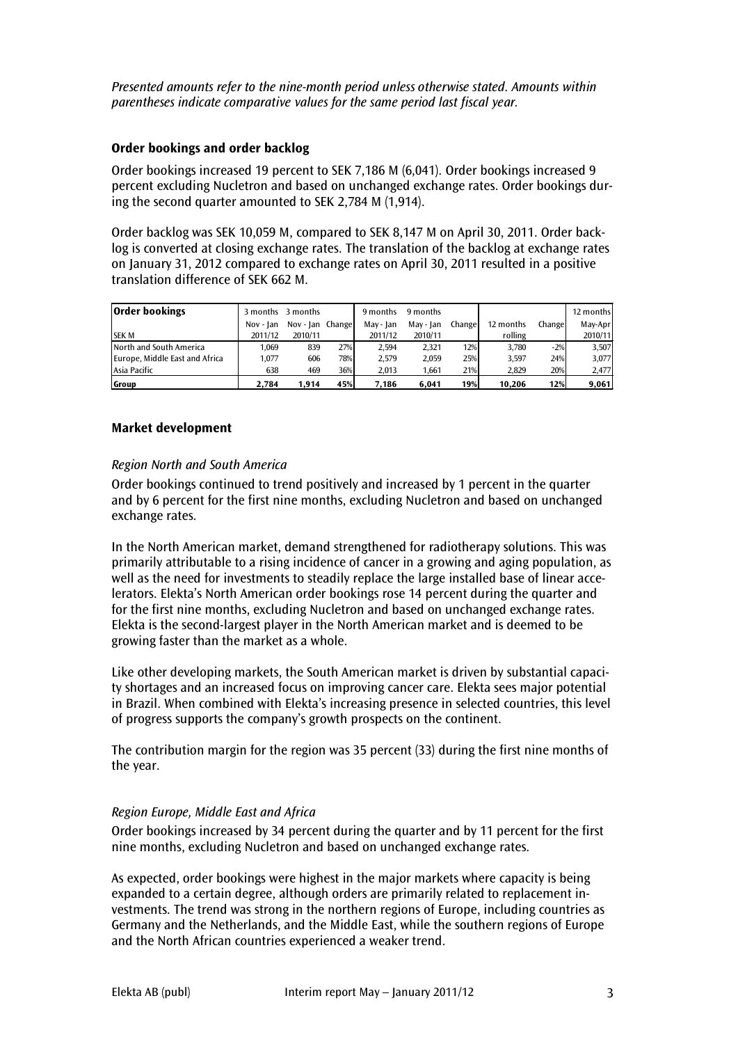*Presented amounts refer to the nine-month period unless otherwise stated. Amounts within parentheses indicate comparative values for the same period last fiscal year.*

### Order bookings and order backlog

Order bookings increased 19 percent to SEK 7,186 M (6,041). Order bookings increased 9 percent excluding Nucletron and based on unchanged exchange rates. Order bookings during the second quarter amounted to SEK 2,784 M (1,914).

Order backlog was SEK 10,059 M, compared to SEK 8,147 M on April 30, 2011. Order backlog is converted at closing exchange rates. The translation of the backlog at exchange rates on January 31, 2012 compared to exchange rates on April 30, 2011 resulted in a positive translation difference of SEK 662 M.

| **Order bookings** | 3 months | 3 months | | 9 months | 9 months | | | | 12 months |
|---|---|---|---|---|---|---|---|---|---|
| | Nov - Jan | Nov - Jan | Change | May - Jan | May - Jan | Change | 12 months | Change | May-Apr |
| SEK M | 2011/12 | 2010/11 | | 2011/12 | 2010/11 | | rolling | | 2010/11 |
| North and South America | 1,069 | 839 | 27% | 2,594 | 2,321 | 12% | 3,780 | -2% | 3,507 |
| Europe, Middle East and Africa | 1,077 | 606 | 78% | 2,579 | 2,059 | 25% | 3,597 | 24% | 3,077 |
| Asia Pacific | 638 | 469 | 36% | 2,013 | 1,661 | 21% | 2,829 | 20% | 2,477 |
| **Group** | **2,784** | **1,914** | **45%** | **7,186** | **6,041** | **19%** | **10,206** | **12%** | **9,061** |

### Market development

*Region North and South America*

Order bookings continued to trend positively and increased by 1 percent in the quarter and by 6 percent for the first nine months, excluding Nucletron and based on unchanged exchange rates.

In the North American market, demand strengthened for radiotherapy solutions. This was primarily attributable to a rising incidence of cancer in a growing and aging population, as well as the need for investments to steadily replace the large installed base of linear accelerators. Elekta's North American order bookings rose 14 percent during the quarter and for the first nine months, excluding Nucletron and based on unchanged exchange rates. Elekta is the second-largest player in the North American market and is deemed to be growing faster than the market as a whole.

Like other developing markets, the South American market is driven by substantial capacity shortages and an increased focus on improving cancer care. Elekta sees major potential in Brazil. When combined with Elekta's increasing presence in selected countries, this level of progress supports the company's growth prospects on the continent.

The contribution margin for the region was 35 percent (33) during the first nine months of the year.

*Region Europe, Middle East and Africa*

Order bookings increased by 34 percent during the quarter and by 11 percent for the first nine months, excluding Nucletron and based on unchanged exchange rates.

As expected, order bookings were highest in the major markets where capacity is being expanded to a certain degree, although orders are primarily related to replacement investments. The trend was strong in the northern regions of Europe, including countries as Germany and the Netherlands, and the Middle East, while the southern regions of Europe and the North African countries experienced a weaker trend.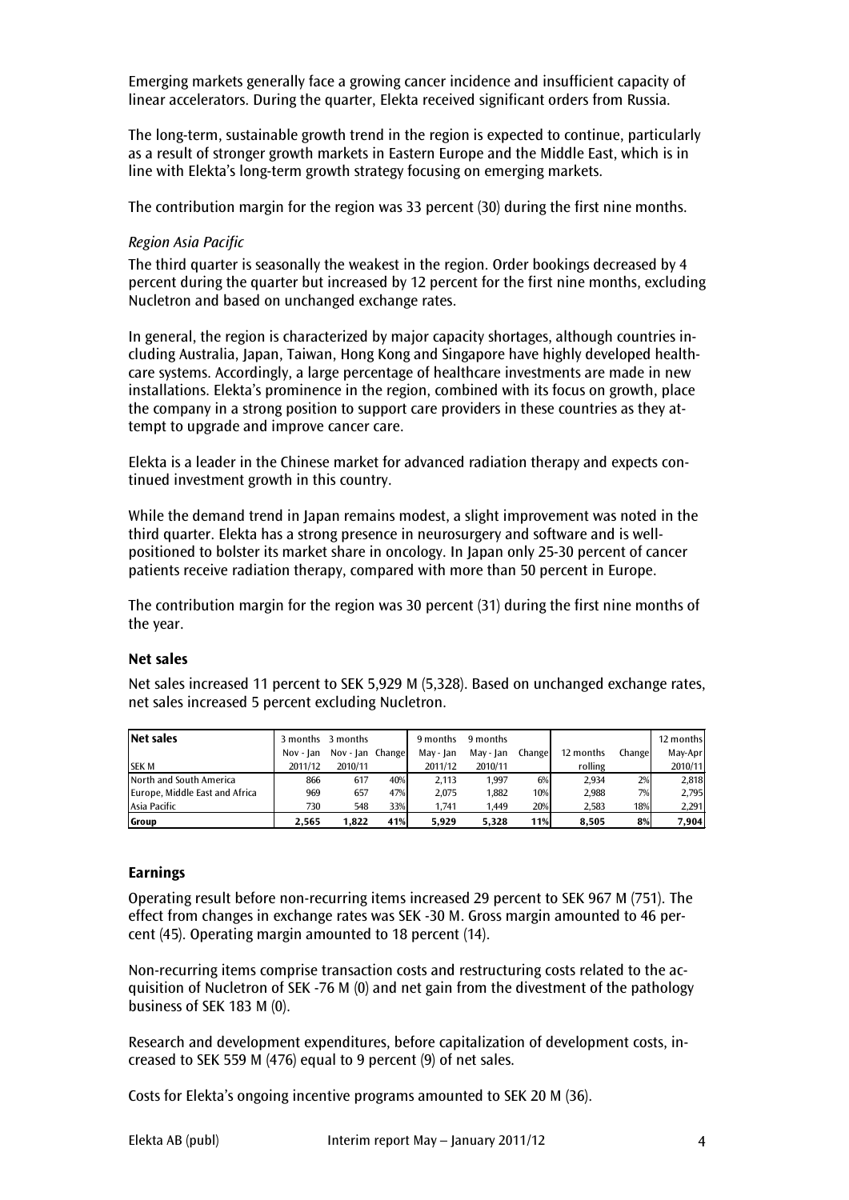Emerging markets generally face a growing cancer incidence and insufficient capacity of linear accelerators. During the quarter, Elekta received significant orders from Russia.

The long-term, sustainable growth trend in the region is expected to continue, particularly as a result of stronger growth markets in Eastern Europe and the Middle East, which is in line with Elekta's long-term growth strategy focusing on emerging markets.

The contribution margin for the region was 33 percent (30) during the first nine months.

*Region Asia Pacific*

The third quarter is seasonally the weakest in the region. Order bookings decreased by 4 percent during the quarter but increased by 12 percent for the first nine months, excluding Nucletron and based on unchanged exchange rates.

In general, the region is characterized by major capacity shortages, although countries including Australia, Japan, Taiwan, Hong Kong and Singapore have highly developed healthcare systems. Accordingly, a large percentage of healthcare investments are made in new installations. Elekta's prominence in the region, combined with its focus on growth, place the company in a strong position to support care providers in these countries as they attempt to upgrade and improve cancer care.

Elekta is a leader in the Chinese market for advanced radiation therapy and expects continued investment growth in this country.

While the demand trend in Japan remains modest, a slight improvement was noted in the third quarter. Elekta has a strong presence in neurosurgery and software and is well-positioned to bolster its market share in oncology. In Japan only 25-30 percent of cancer patients receive radiation therapy, compared with more than 50 percent in Europe.

The contribution margin for the region was 30 percent (31) during the first nine months of the year.

**Net sales**

Net sales increased 11 percent to SEK 5,929 M (5,328). Based on unchanged exchange rates, net sales increased 5 percent excluding Nucletron.

| **Net sales** | 3 months | 3 months | | 9 months | 9 months | | | | 12 months |
|---|---|---|---|---|---|---|---|---|---|
| | Nov - Jan | Nov - Jan | Change | May - Jan | May - Jan | Change | 12 months | Change | May-Apr |
| SEK M | 2011/12 | 2010/11 | | 2011/12 | 2010/11 | | rolling | | 2010/11 |
| North and South America | 866 | 617 | 40% | 2,113 | 1,997 | 6% | 2,934 | 2% | 2,818 |
| Europe, Middle East and Africa | 969 | 657 | 47% | 2,075 | 1,882 | 10% | 2,988 | 7% | 2,795 |
| Asia Pacific | 730 | 548 | 33% | 1,741 | 1,449 | 20% | 2,583 | 18% | 2,291 |
| **Group** | **2,565** | **1,822** | **41%** | **5,929** | **5,328** | **11%** | **8,505** | **8%** | **7,904** |

**Earnings**

Operating result before non-recurring items increased 29 percent to SEK 967 M (751). The effect from changes in exchange rates was SEK -30 M. Gross margin amounted to 46 percent (45). Operating margin amounted to 18 percent (14).

Non-recurring items comprise transaction costs and restructuring costs related to the acquisition of Nucletron of SEK -76 M (0) and net gain from the divestment of the pathology business of SEK 183 M (0).

Research and development expenditures, before capitalization of development costs, increased to SEK 559 M (476) equal to 9 percent (9) of net sales.

Costs for Elekta's ongoing incentive programs amounted to SEK 20 M (36).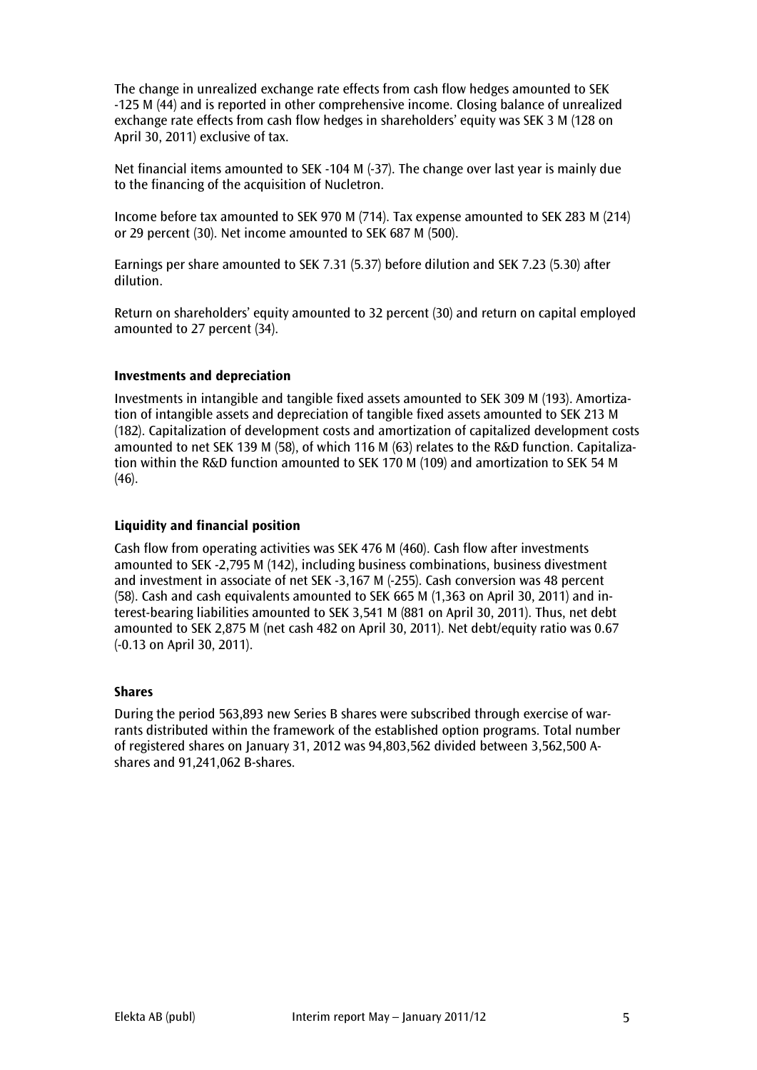The change in unrealized exchange rate effects from cash flow hedges amounted to SEK -125 M (44) and is reported in other comprehensive income. Closing balance of unrealized exchange rate effects from cash flow hedges in shareholders' equity was SEK 3 M (128 on April 30, 2011) exclusive of tax.

Net financial items amounted to SEK -104 M (-37). The change over last year is mainly due to the financing of the acquisition of Nucletron.

Income before tax amounted to SEK 970 M (714). Tax expense amounted to SEK 283 M (214) or 29 percent (30). Net income amounted to SEK 687 M (500).

Earnings per share amounted to SEK 7.31 (5.37) before dilution and SEK 7.23 (5.30) after dilution.

Return on shareholders' equity amounted to 32 percent (30) and return on capital employed amounted to 27 percent (34).

**Investments and depreciation**

Investments in intangible and tangible fixed assets amounted to SEK 309 M (193). Amortization of intangible assets and depreciation of tangible fixed assets amounted to SEK 213 M (182). Capitalization of development costs and amortization of capitalized development costs amounted to net SEK 139 M (58), of which 116 M (63) relates to the R&D function. Capitalization within the R&D function amounted to SEK 170 M (109) and amortization to SEK 54 M (46).

**Liquidity and financial position**

Cash flow from operating activities was SEK 476 M (460). Cash flow after investments amounted to SEK -2,795 M (142), including business combinations, business divestment and investment in associate of net SEK -3,167 M (-255). Cash conversion was 48 percent (58). Cash and cash equivalents amounted to SEK 665 M (1,363 on April 30, 2011) and interest-bearing liabilities amounted to SEK 3,541 M (881 on April 30, 2011). Thus, net debt amounted to SEK 2,875 M (net cash 482 on April 30, 2011). Net debt/equity ratio was 0.67 (-0.13 on April 30, 2011).

**Shares**

During the period 563,893 new Series B shares were subscribed through exercise of warrants distributed within the framework of the established option programs. Total number of registered shares on January 31, 2012 was 94,803,562 divided between 3,562,500 A-shares and 91,241,062 B-shares.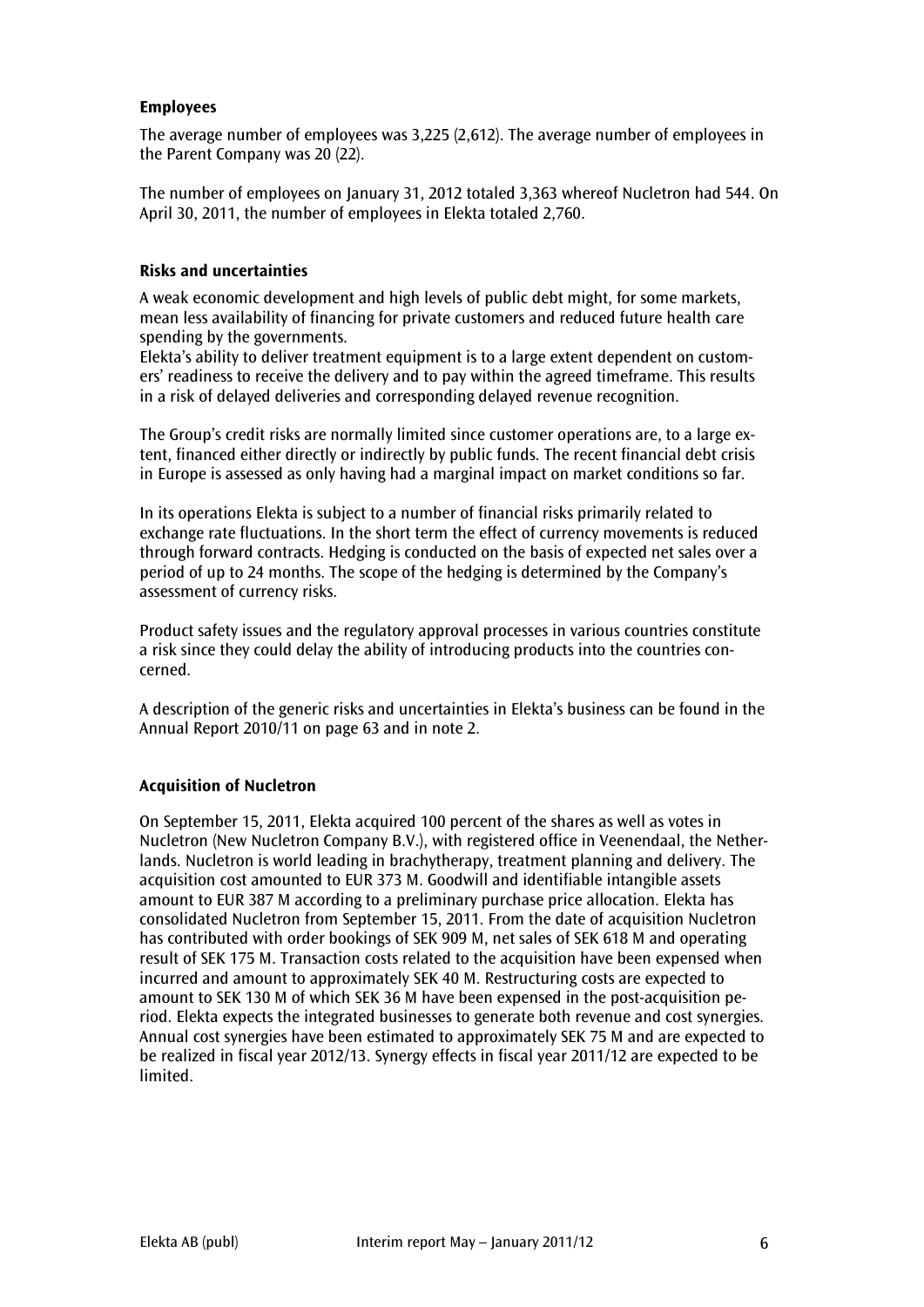## Employees

The average number of employees was 3,225 (2,612). The average number of employees in the Parent Company was 20 (22).

The number of employees on January 31, 2012 totaled 3,363 whereof Nucletron had 544. On April 30, 2011, the number of employees in Elekta totaled 2,760.

## Risks and uncertainties

A weak economic development and high levels of public debt might, for some markets, mean less availability of financing for private customers and reduced future health care spending by the governments.
Elekta's ability to deliver treatment equipment is to a large extent dependent on customers' readiness to receive the delivery and to pay within the agreed timeframe. This results in a risk of delayed deliveries and corresponding delayed revenue recognition.

The Group's credit risks are normally limited since customer operations are, to a large extent, financed either directly or indirectly by public funds. The recent financial debt crisis in Europe is assessed as only having had a marginal impact on market conditions so far.

In its operations Elekta is subject to a number of financial risks primarily related to exchange rate fluctuations. In the short term the effect of currency movements is reduced through forward contracts. Hedging is conducted on the basis of expected net sales over a period of up to 24 months. The scope of the hedging is determined by the Company's assessment of currency risks.

Product safety issues and the regulatory approval processes in various countries constitute a risk since they could delay the ability of introducing products into the countries concerned.

A description of the generic risks and uncertainties in Elekta's business can be found in the Annual Report 2010/11 on page 63 and in note 2.

## Acquisition of Nucletron

On September 15, 2011, Elekta acquired 100 percent of the shares as well as votes in Nucletron (New Nucletron Company B.V.), with registered office in Veenendaal, the Netherlands. Nucletron is world leading in brachytherapy, treatment planning and delivery. The acquisition cost amounted to EUR 373 M. Goodwill and identifiable intangible assets amount to EUR 387 M according to a preliminary purchase price allocation. Elekta has consolidated Nucletron from September 15, 2011. From the date of acquisition Nucletron has contributed with order bookings of SEK 909 M, net sales of SEK 618 M and operating result of SEK 175 M. Transaction costs related to the acquisition have been expensed when incurred and amount to approximately SEK 40 M. Restructuring costs are expected to amount to SEK 130 M of which SEK 36 M have been expensed in the post-acquisition period. Elekta expects the integrated businesses to generate both revenue and cost synergies. Annual cost synergies have been estimated to approximately SEK 75 M and are expected to be realized in fiscal year 2012/13. Synergy effects in fiscal year 2011/12 are expected to be limited.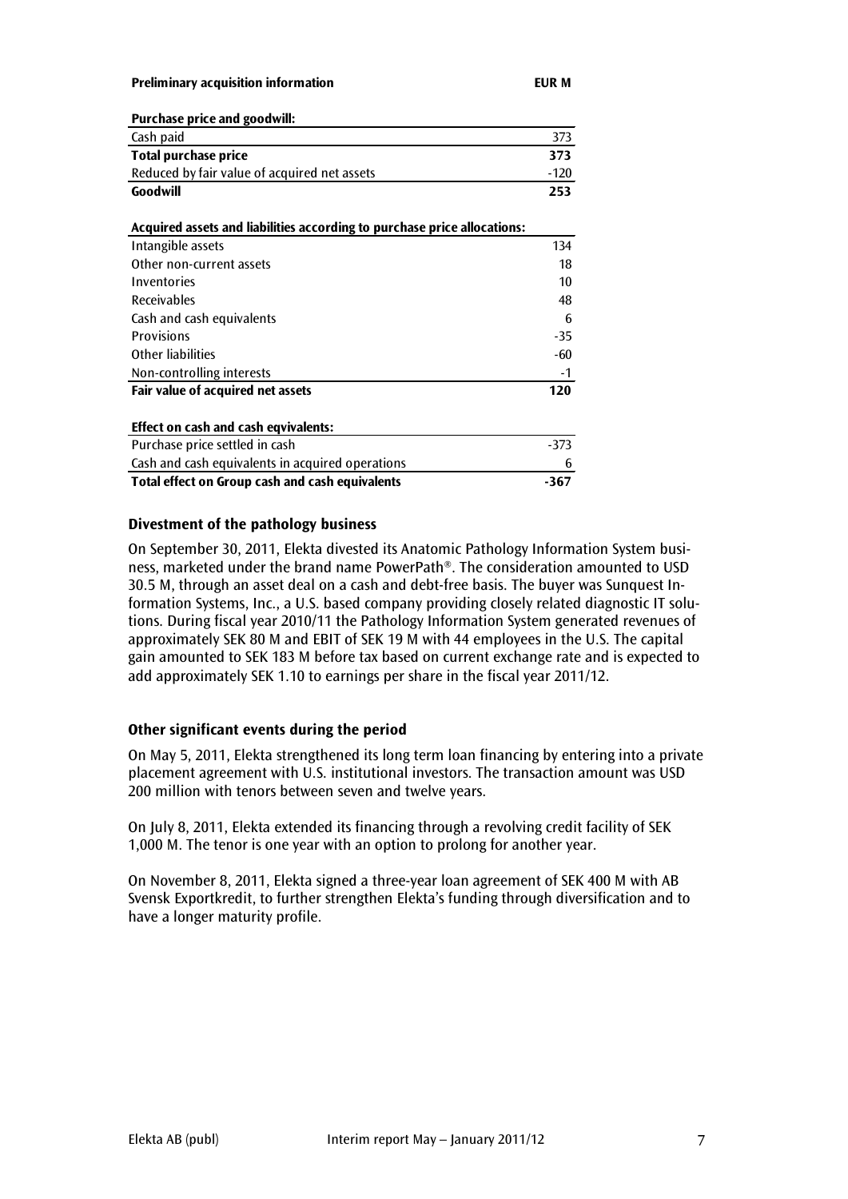| Preliminary acquisition information | EUR M |
|---|---|
| **Purchase price and goodwill:** | |
| Cash paid | 373 |
| **Total purchase price** | **373** |
| Reduced by fair value of acquired net assets | -120 |
| **Goodwill** | **253** |
| | |
| **Acquired assets and liabilities according to purchase price allocations:** | |
| Intangible assets | 134 |
| Other non-current assets | 18 |
| Inventories | 10 |
| Receivables | 48 |
| Cash and cash equivalents | 6 |
| Provisions | -35 |
| Other liabilities | -60 |
| Non-controlling interests | -1 |
| **Fair value of acquired net assets** | **120** |
| | |
| **Effect on cash and cash eqvivalents:** | |
| Purchase price settled in cash | -373 |
| Cash and cash equivalents in acquired operations | 6 |
| **Total effect on Group cash and cash equivalents** | **-367** |

### Divestment of the pathology business

On September 30, 2011, Elekta divested its Anatomic Pathology Information System business, marketed under the brand name PowerPath®. The consideration amounted to USD 30.5 M, through an asset deal on a cash and debt-free basis. The buyer was Sunquest Information Systems, Inc., a U.S. based company providing closely related diagnostic IT solutions. During fiscal year 2010/11 the Pathology Information System generated revenues of approximately SEK 80 M and EBIT of SEK 19 M with 44 employees in the U.S. The capital gain amounted to SEK 183 M before tax based on current exchange rate and is expected to add approximately SEK 1.10 to earnings per share in the fiscal year 2011/12.

### Other significant events during the period

On May 5, 2011, Elekta strengthened its long term loan financing by entering into a private placement agreement with U.S. institutional investors. The transaction amount was USD 200 million with tenors between seven and twelve years.

On July 8, 2011, Elekta extended its financing through a revolving credit facility of SEK 1,000 M. The tenor is one year with an option to prolong for another year.

On November 8, 2011, Elekta signed a three-year loan agreement of SEK 400 M with AB Svensk Exportkredit, to further strengthen Elekta's funding through diversification and to have a longer maturity profile.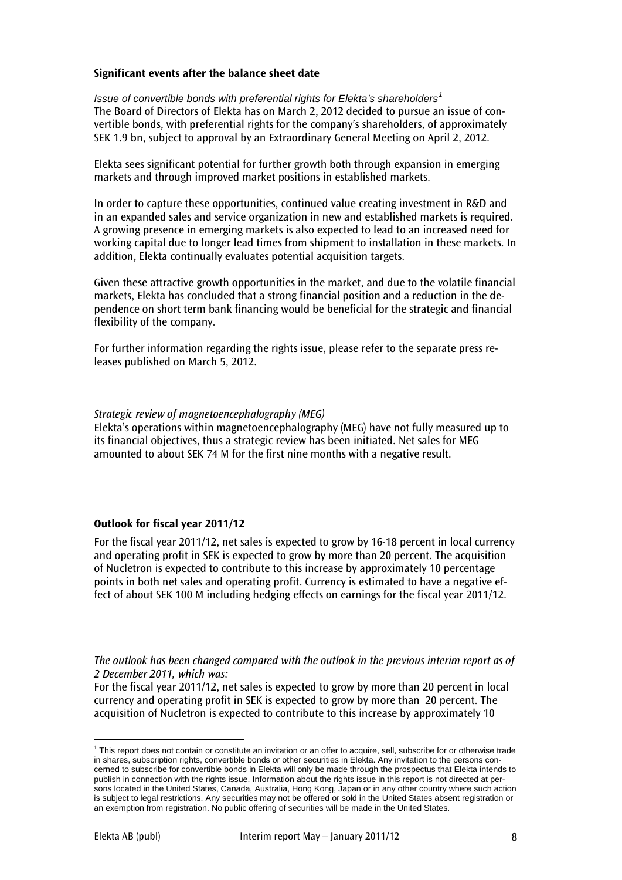## Significant events after the balance sheet date

*Issue of convertible bonds with preferential rights for Elekta's shareholders*[1]
The Board of Directors of Elekta has on March 2, 2012 decided to pursue an issue of convertible bonds, with preferential rights for the company's shareholders, of approximately SEK 1.9 bn, subject to approval by an Extraordinary General Meeting on April 2, 2012.

Elekta sees significant potential for further growth both through expansion in emerging markets and through improved market positions in established markets.

In order to capture these opportunities, continued value creating investment in R&D and in an expanded sales and service organization in new and established markets is required. A growing presence in emerging markets is also expected to lead to an increased need for working capital due to longer lead times from shipment to installation in these markets. In addition, Elekta continually evaluates potential acquisition targets.

Given these attractive growth opportunities in the market, and due to the volatile financial markets, Elekta has concluded that a strong financial position and a reduction in the dependence on short term bank financing would be beneficial for the strategic and financial flexibility of the company.

For further information regarding the rights issue, please refer to the separate press releases published on March 5, 2012.

*Strategic review of magnetoencephalography (MEG)*
Elekta's operations within magnetoencephalography (MEG) have not fully measured up to its financial objectives, thus a strategic review has been initiated. Net sales for MEG amounted to about SEK 74 M for the first nine months with a negative result.

## Outlook for fiscal year 2011/12

For the fiscal year 2011/12, net sales is expected to grow by 16-18 percent in local currency and operating profit in SEK is expected to grow by more than 20 percent. The acquisition of Nucletron is expected to contribute to this increase by approximately 10 percentage points in both net sales and operating profit. Currency is estimated to have a negative effect of about SEK 100 M including hedging effects on earnings for the fiscal year 2011/12.

*The outlook has been changed compared with the outlook in the previous interim report as of 2 December 2011, which was:*
For the fiscal year 2011/12, net sales is expected to grow by more than 20 percent in local currency and operating profit in SEK is expected to grow by more than 20 percent. The acquisition of Nucletron is expected to contribute to this increase by approximately 10

[1] This report does not contain or constitute an invitation or an offer to acquire, sell, subscribe for or otherwise trade in shares, subscription rights, convertible bonds or other securities in Elekta. Any invitation to the persons concerned to subscribe for convertible bonds in Elekta will only be made through the prospectus that Elekta intends to publish in connection with the rights issue. Information about the rights issue in this report is not directed at persons located in the United States, Canada, Australia, Hong Kong, Japan or in any other country where such action is subject to legal restrictions. Any securities may not be offered or sold in the United States absent registration or an exemption from registration. No public offering of securities will be made in the United States.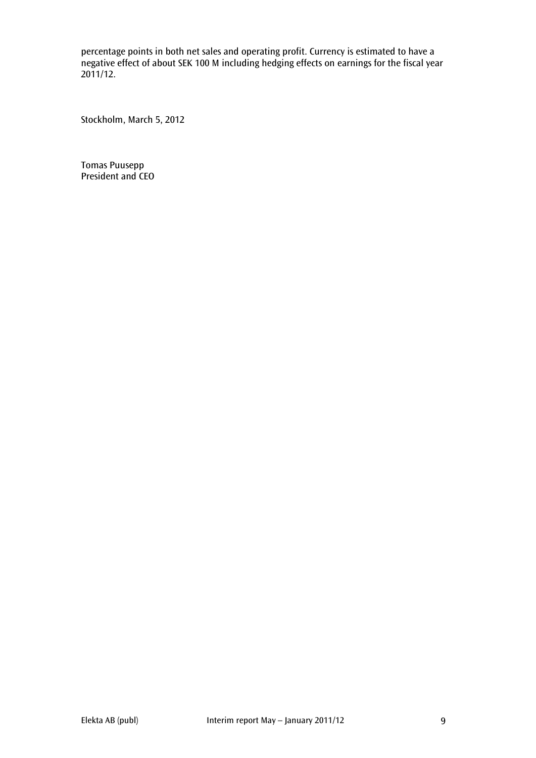percentage points in both net sales and operating profit. Currency is estimated to have a negative effect of about SEK 100 M including hedging effects on earnings for the fiscal year 2011/12.

Stockholm, March 5, 2012

Tomas Puusepp
President and CEO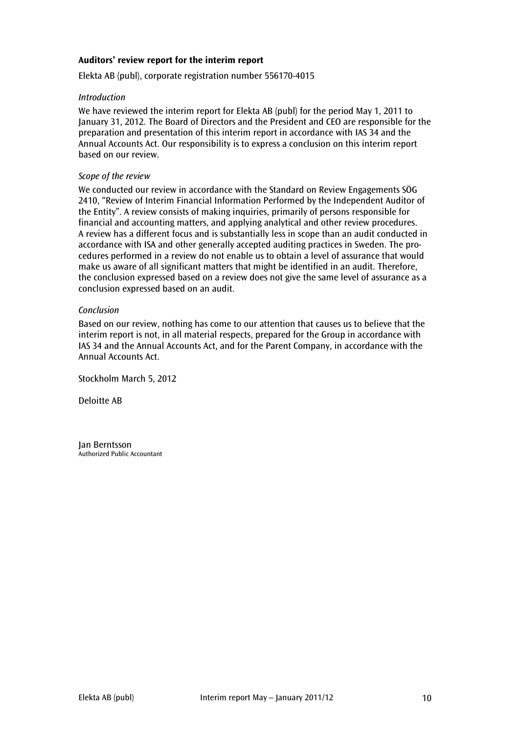## Auditors' review report for the interim report

Elekta AB (publ), corporate registration number 556170-4015

*Introduction*

We have reviewed the interim report for Elekta AB (publ) for the period May 1, 2011 to January 31, 2012. The Board of Directors and the President and CEO are responsible for the preparation and presentation of this interim report in accordance with IAS 34 and the Annual Accounts Act. Our responsibility is to express a conclusion on this interim report based on our review.

*Scope of the review*

We conducted our review in accordance with the Standard on Review Engagements SÖG 2410, "Review of Interim Financial Information Performed by the Independent Auditor of the Entity". A review consists of making inquiries, primarily of persons responsible for financial and accounting matters, and applying analytical and other review procedures. A review has a different focus and is substantially less in scope than an audit conducted in accordance with ISA and other generally accepted auditing practices in Sweden. The procedures performed in a review do not enable us to obtain a level of assurance that would make us aware of all significant matters that might be identified in an audit. Therefore, the conclusion expressed based on a review does not give the same level of assurance as a conclusion expressed based on an audit.

*Conclusion*

Based on our review, nothing has come to our attention that causes us to believe that the interim report is not, in all material respects, prepared for the Group in accordance with IAS 34 and the Annual Accounts Act, and for the Parent Company, in accordance with the Annual Accounts Act.

Stockholm March 5, 2012

Deloitte AB

Jan Berntsson
Authorized Public Accountant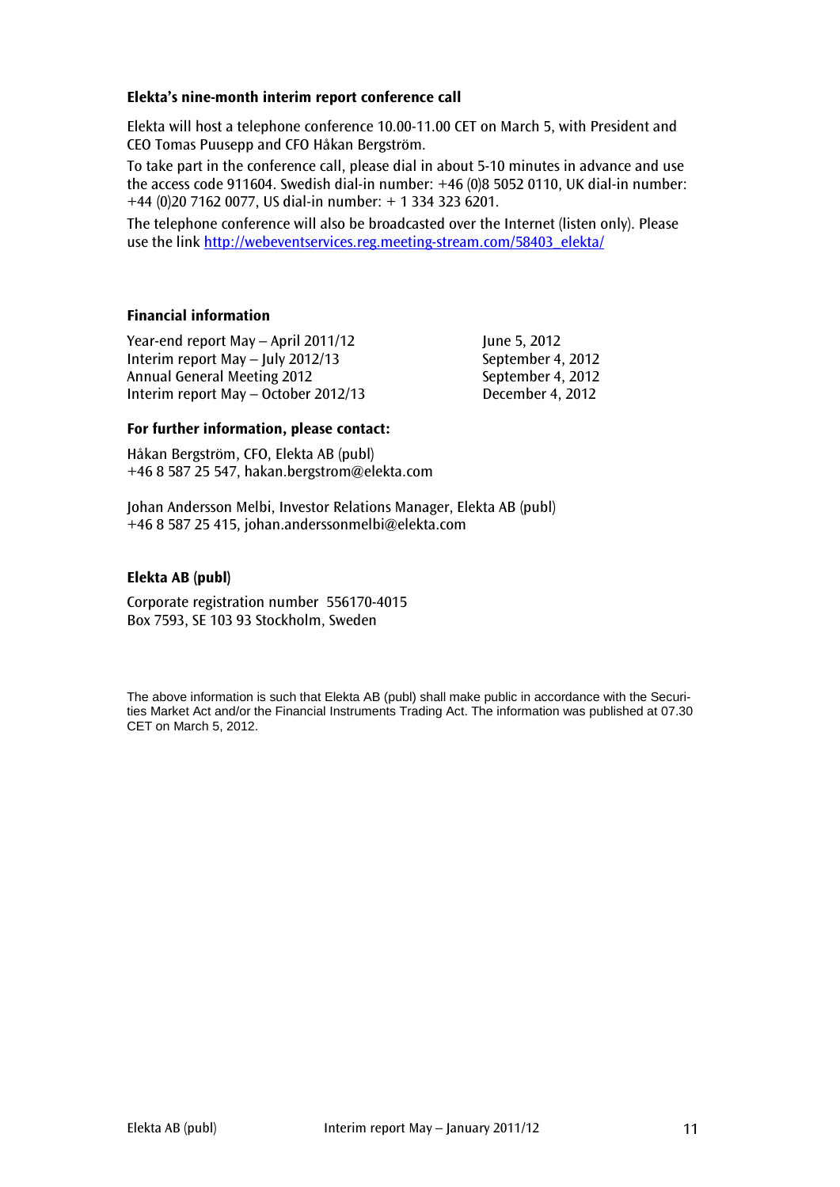### Elekta's nine-month interim report conference call

Elekta will host a telephone conference 10.00-11.00 CET on March 5, with President and CEO Tomas Puusepp and CFO Håkan Bergström.

To take part in the conference call, please dial in about 5-10 minutes in advance and use the access code 911604. Swedish dial-in number: +46 (0)8 5052 0110, UK dial-in number: +44 (0)20 7162 0077, US dial-in number: + 1 334 323 6201.

The telephone conference will also be broadcasted over the Internet (listen only). Please use the link http://webeventservices.reg.meeting-stream.com/58403_elekta/

### Financial information

| | |
|---|---|
| Year-end report May – April 2011/12 | June 5, 2012 |
| Interim report May – July 2012/13 | September 4, 2012 |
| Annual General Meeting 2012 | September 4, 2012 |
| Interim report May – October 2012/13 | December 4, 2012 |

### For further information, please contact:

Håkan Bergström, CFO, Elekta AB (publ)
+46 8 587 25 547, hakan.bergstrom@elekta.com

Johan Andersson Melbi, Investor Relations Manager, Elekta AB (publ)
+46 8 587 25 415, johan.anderssonmelbi@elekta.com

### Elekta AB (publ)

Corporate registration number 556170-4015
Box 7593, SE 103 93 Stockholm, Sweden

The above information is such that Elekta AB (publ) shall make public in accordance with the Securities Market Act and/or the Financial Instruments Trading Act. The information was published at 07.30 CET on March 5, 2012.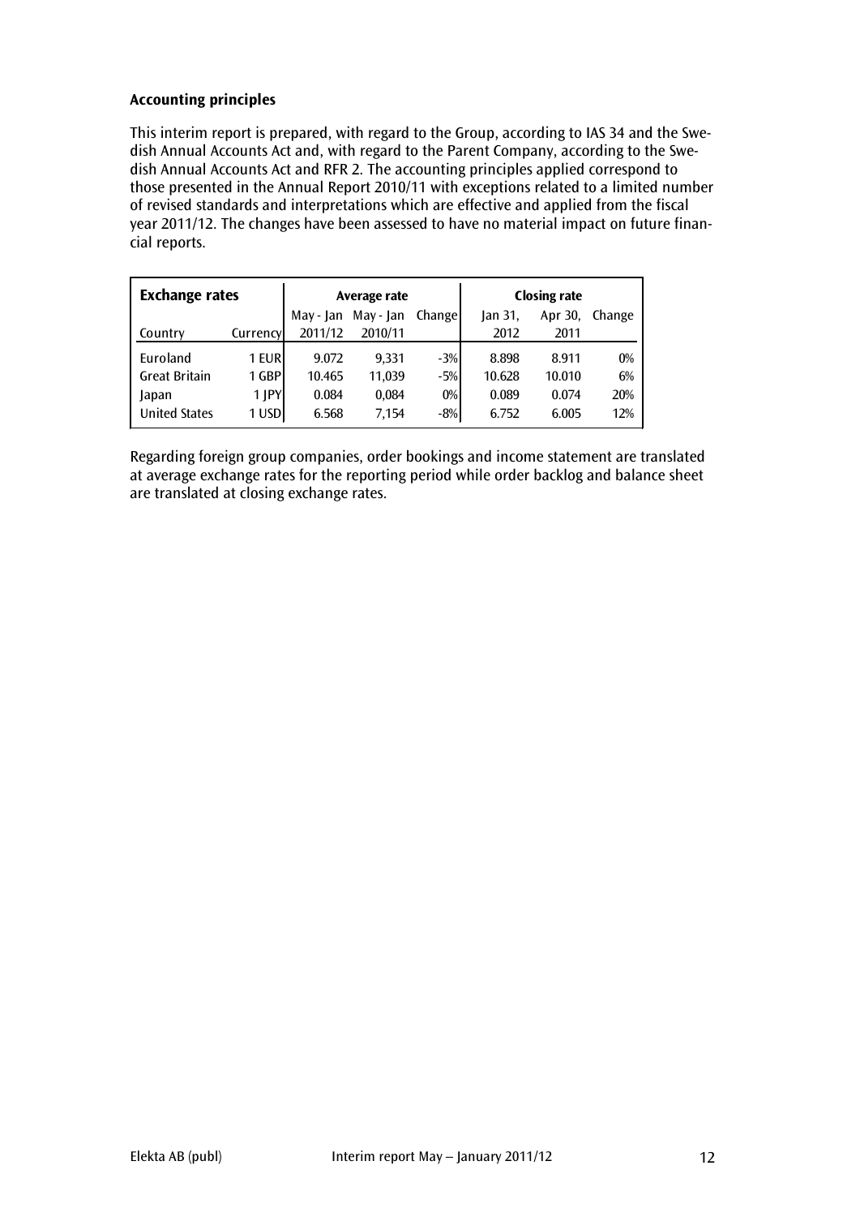**Accounting principles**

This interim report is prepared, with regard to the Group, according to IAS 34 and the Swedish Annual Accounts Act and, with regard to the Parent Company, according to the Swedish Annual Accounts Act and RFR 2. The accounting principles applied correspond to those presented in the Annual Report 2010/11 with exceptions related to a limited number of revised standards and interpretations which are effective and applied from the fiscal year 2011/12. The changes have been assessed to have no material impact on future financial reports.

| **Exchange rates** | | Average rate | | | Closing rate | | |
|---|---|---|---|---|---|---|---|
| Country | Currency | May - Jan 2011/12 | May - Jan 2010/11 | Change | Jan 31, 2012 | Apr 30, 2011 | Change |
| Euroland | 1 EUR | 9.072 | 9,331 | -3% | 8.898 | 8.911 | 0% |
| Great Britain | 1 GBP | 10.465 | 11,039 | -5% | 10.628 | 10.010 | 6% |
| Japan | 1 JPY | 0.084 | 0,084 | 0% | 0.089 | 0.074 | 20% |
| United States | 1 USD | 6.568 | 7,154 | -8% | 6.752 | 6.005 | 12% |

Regarding foreign group companies, order bookings and income statement are translated at average exchange rates for the reporting period while order backlog and balance sheet are translated at closing exchange rates.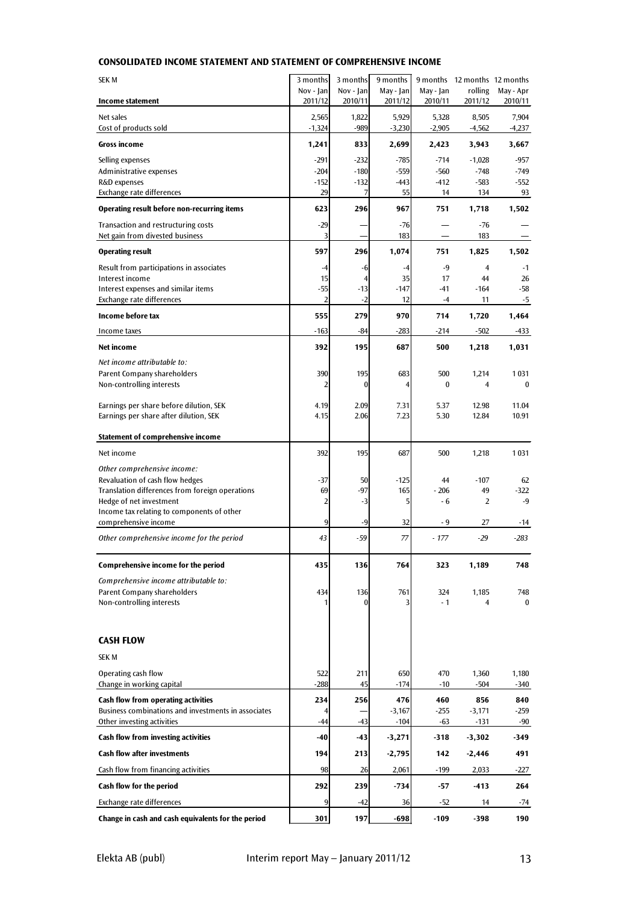## CONSOLIDATED INCOME STATEMENT AND STATEMENT OF COMPREHENSIVE INCOME

| SEK M | 3 months | 3 months | 9 months | 9 months | 12 months | 12 months |
|---|---|---|---|---|---|---|
| | Nov - Jan | Nov - Jan | May - Jan | May - Jan | rolling | May - Apr |
| **Income statement** | 2011/12 | 2010/11 | 2011/12 | 2010/11 | 2011/12 | 2010/11 |
| Net sales | 2,565 | 1,822 | 5,929 | 5,328 | 8,505 | 7,904 |
| Cost of products sold | -1,324 | -989 | -3,230 | -2,905 | -4,562 | -4,237 |
| **Gross income** | **1,241** | **833** | **2,699** | **2,423** | **3,943** | **3,667** |
| Selling expenses | -291 | -232 | -785 | -714 | -1,028 | -957 |
| Administrative expenses | -204 | -180 | -559 | -560 | -748 | -749 |
| R&D expenses | -152 | -132 | -443 | -412 | -583 | -552 |
| Exchange rate differences | 29 | 7 | 55 | 14 | 134 | 93 |
| **Operating result before non-recurring items** | **623** | **296** | **967** | **751** | **1,718** | **1,502** |
| Transaction and restructuring costs | -29 | — | -76 | — | -76 | — |
| Net gain from divested business | 3 | — | 183 | — | 183 | — |
| **Operating result** | **597** | **296** | **1,074** | **751** | **1,825** | **1,502** |
| Result from participations in associates | -4 | -6 | -4 | -9 | 4 | -1 |
| Interest income | 15 | 4 | 35 | 17 | 44 | 26 |
| Interest expenses and similar items | -55 | -13 | -147 | -41 | -164 | -58 |
| Exchange rate differences | 2 | -2 | 12 | -4 | 11 | -5 |
| **Income before tax** | **555** | **279** | **970** | **714** | **1,720** | **1,464** |
| Income taxes | -163 | -84 | -283 | -214 | -502 | -433 |
| **Net income** | **392** | **195** | **687** | **500** | **1,218** | **1,031** |
| *Net income attributable to:* | | | | | | |
| Parent Company shareholders | 390 | 195 | 683 | 500 | 1,214 | 1 031 |
| Non-controlling interests | 2 | 0 | 4 | 0 | 4 | 0 |
| Earnings per share before dilution, SEK | 4.19 | 2.09 | 7.31 | 5.37 | 12.98 | 11.04 |
| Earnings per share after dilution, SEK | 4.15 | 2.06 | 7.23 | 5.30 | 12.84 | 10.91 |
| **Statement of comprehensive income** | | | | | | |
| Net income | 392 | 195 | 687 | 500 | 1,218 | 1 031 |
| *Other comprehensive income:* | | | | | | |
| Revaluation of cash flow hedges | -37 | 50 | -125 | 44 | -107 | 62 |
| Translation differences from foreign operations | 69 | -97 | 165 | - 206 | 49 | -322 |
| Hedge of net investment | 2 | -3 | 5 | - 6 | 2 | -9 |
| Income tax relating to components of other comprehensive income | 9 | -9 | 32 | - 9 | 27 | -14 |
| *Other comprehensive income for the period* | *43* | *-59* | *77* | *- 177* | *-29* | *-283* |
| **Comprehensive income for the period** | **435** | **136** | **764** | **323** | **1,189** | **748** |
| *Comprehensive income attributable to:* | | | | | | |
| Parent Company shareholders | 434 | 136 | 761 | 324 | 1,185 | 748 |
| Non-controlling interests | 1 | 0 | 3 | - 1 | 4 | 0 |

## CASH FLOW

| SEK M | 3 months Nov - Jan 2011/12 | 3 months Nov - Jan 2010/11 | 9 months May - Jan 2011/12 | 9 months May - Jan 2010/11 | 12 months rolling 2011/12 | 12 months May - Apr 2010/11 |
|---|---|---|---|---|---|---|
| Operating cash flow | 522 | 211 | 650 | 470 | 1,360 | 1,180 |
| Change in working capital | -288 | 45 | -174 | -10 | -504 | -340 |
| **Cash flow from operating activities** | **234** | **256** | **476** | **460** | **856** | **840** |
| Business combinations and investments in associates | 4 | — | -3,167 | -255 | -3,171 | -259 |
| Other investing activities | -44 | -43 | -104 | -63 | -131 | -90 |
| **Cash flow from investing activities** | **-40** | **-43** | **-3,271** | **-318** | **-3,302** | **-349** |
| **Cash flow after investments** | **194** | **213** | **-2,795** | **142** | **-2,446** | **491** |
| Cash flow from financing activities | 98 | 26 | 2,061 | -199 | 2,033 | -227 |
| **Cash flow for the period** | **292** | **239** | **-734** | **-57** | **-413** | **264** |
| Exchange rate differences | 9 | -42 | 36 | -52 | 14 | -74 |
| **Change in cash and cash equivalents for the period** | **301** | **197** | **-698** | **-109** | **-398** | **190** |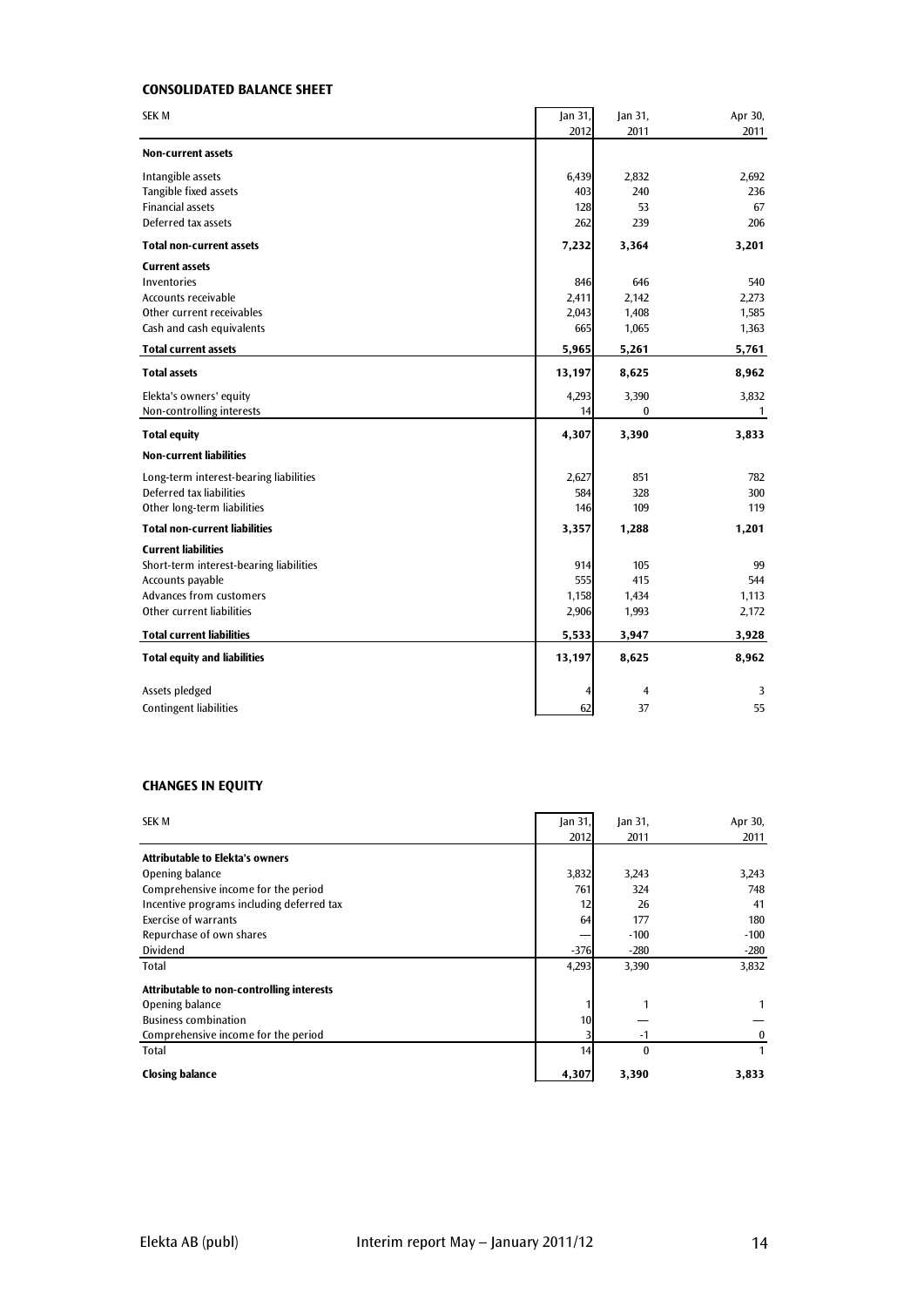### CONSOLIDATED BALANCE SHEET

| SEK M | Jan 31, 2012 | Jan 31, 2011 | Apr 30, 2011 |
|---|---|---|---|
| **Non-current assets** | | | |
| Intangible assets | 6,439 | 2,832 | 2,692 |
| Tangible fixed assets | 403 | 240 | 236 |
| Financial assets | 128 | 53 | 67 |
| Deferred tax assets | 262 | 239 | 206 |
| **Total non-current assets** | **7,232** | **3,364** | **3,201** |
| **Current assets** | | | |
| Inventories | 846 | 646 | 540 |
| Accounts receivable | 2,411 | 2,142 | 2,273 |
| Other current receivables | 2,043 | 1,408 | 1,585 |
| Cash and cash equivalents | 665 | 1,065 | 1,363 |
| **Total current assets** | **5,965** | **5,261** | **5,761** |
| **Total assets** | **13,197** | **8,625** | **8,962** |
| Elekta's owners' equity | 4,293 | 3,390 | 3,832 |
| Non-controlling interests | 14 | 0 | 1 |
| **Total equity** | **4,307** | **3,390** | **3,833** |
| **Non-current liabilities** | | | |
| Long-term interest-bearing liabilities | 2,627 | 851 | 782 |
| Deferred tax liabilities | 584 | 328 | 300 |
| Other long-term liabilities | 146 | 109 | 119 |
| **Total non-current liabilities** | **3,357** | **1,288** | **1,201** |
| **Current liabilities** | | | |
| Short-term interest-bearing liabilities | 914 | 105 | 99 |
| Accounts payable | 555 | 415 | 544 |
| Advances from customers | 1,158 | 1,434 | 1,113 |
| Other current liabilities | 2,906 | 1,993 | 2,172 |
| **Total current liabilities** | **5,533** | **3,947** | **3,928** |
| **Total equity and liabilities** | **13,197** | **8,625** | **8,962** |
| Assets pledged | 4 | 4 | 3 |
| Contingent liabilities | 62 | 37 | 55 |

### CHANGES IN EQUITY

| SEK M | Jan 31, 2012 | Jan 31, 2011 | Apr 30, 2011 |
|---|---|---|---|
| **Attributable to Elekta's owners** | | | |
| Opening balance | 3,832 | 3,243 | 3,243 |
| Comprehensive income for the period | 761 | 324 | 748 |
| Incentive programs including deferred tax | 12 | 26 | 41 |
| Exercise of warrants | 64 | 177 | 180 |
| Repurchase of own shares | — | -100 | -100 |
| Dividend | -376 | -280 | -280 |
| Total | 4,293 | 3,390 | 3,832 |
| **Attributable to non-controlling interests** | | | |
| Opening balance | 1 | 1 | 1 |
| Business combination | 10 | — | — |
| Comprehensive income for the period | 3 | -1 | 0 |
| Total | 14 | 0 | 1 |
| **Closing balance** | **4,307** | **3,390** | **3,833** |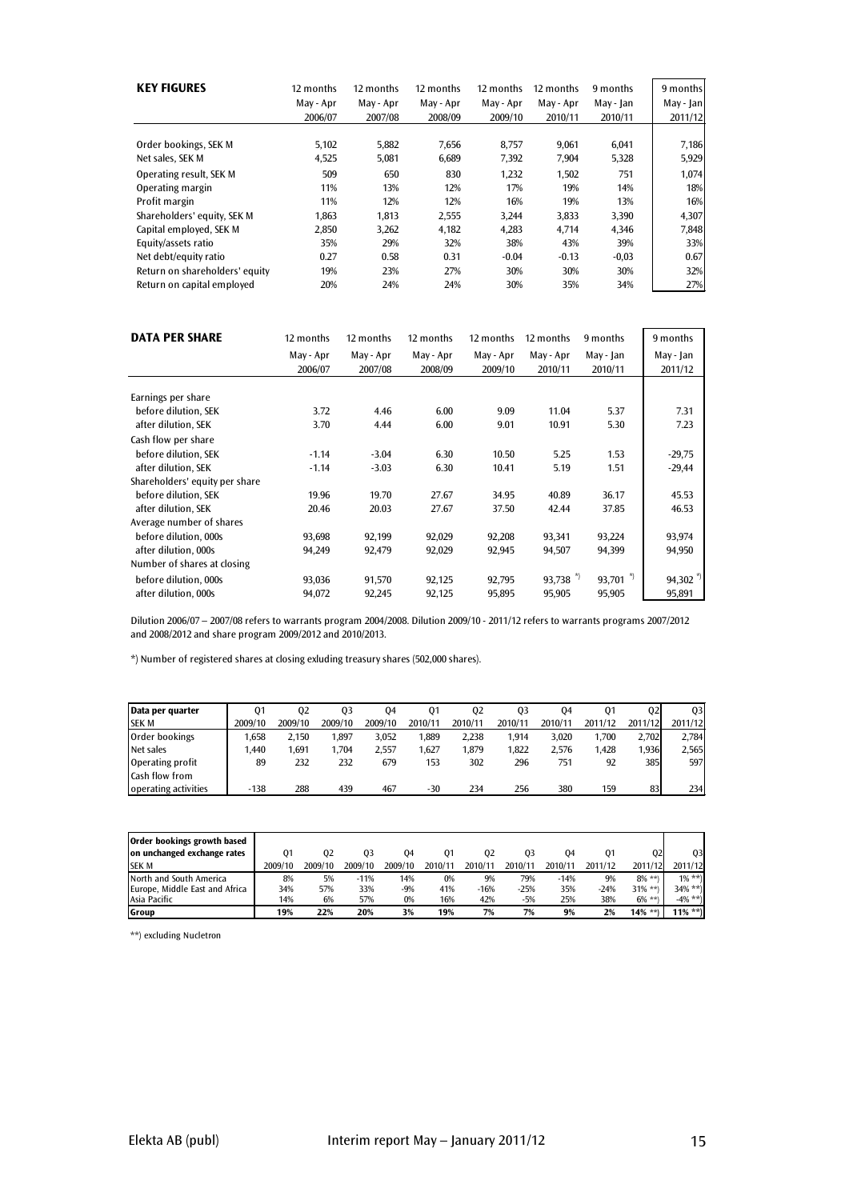| **KEY FIGURES** | 12 months May - Apr 2006/07 | 12 months May - Apr 2007/08 | 12 months May - Apr 2008/09 | 12 months May - Apr 2009/10 | 12 months May - Apr 2010/11 | 9 months May - Jan 2010/11 | 9 months May - Jan 2011/12 |
|---|---|---|---|---|---|---|---|
| Order bookings, SEK M | 5,102 | 5,882 | 7,656 | 8,757 | 9,061 | 6,041 | 7,186 |
| Net sales, SEK M | 4,525 | 5,081 | 6,689 | 7,392 | 7,904 | 5,328 | 5,929 |
| Operating result, SEK M | 509 | 650 | 830 | 1,232 | 1,502 | 751 | 1,074 |
| Operating margin | 11% | 13% | 12% | 17% | 19% | 14% | 18% |
| Profit margin | 11% | 12% | 12% | 16% | 19% | 13% | 16% |
| Shareholders' equity, SEK M | 1,863 | 1,813 | 2,555 | 3,244 | 3,833 | 3,390 | 4,307 |
| Capital employed, SEK M | 2,850 | 3,262 | 4,182 | 4,283 | 4,714 | 4,346 | 7,848 |
| Equity/assets ratio | 35% | 29% | 32% | 38% | 43% | 39% | 33% |
| Net debt/equity ratio | 0.27 | 0.58 | 0.31 | -0.04 | -0.13 | -0,03 | 0.67 |
| Return on shareholders' equity | 19% | 23% | 27% | 30% | 30% | 30% | 32% |
| Return on capital employed | 20% | 24% | 24% | 30% | 35% | 34% | 27% |

| **DATA PER SHARE** | 12 months May - Apr 2006/07 | 12 months May - Apr 2007/08 | 12 months May - Apr 2008/09 | 12 months May - Apr 2009/10 | 12 months May - Apr 2010/11 | 9 months May - Jan 2010/11 | 9 months May - Jan 2011/12 |
|---|---|---|---|---|---|---|---|
| Earnings per share | | | | | | | |
| before dilution, SEK | 3.72 | 4.46 | 6.00 | 9.09 | 11.04 | 5.37 | 7.31 |
| after dilution, SEK | 3.70 | 4.44 | 6.00 | 9.01 | 10.91 | 5.30 | 7.23 |
| Cash flow per share | | | | | | | |
| before dilution, SEK | -1.14 | -3.04 | 6.30 | 10.50 | 5.25 | 1.53 | -29,75 |
| after dilution, SEK | -1.14 | -3.03 | 6.30 | 10.41 | 5.19 | 1.51 | -29,44 |
| Shareholders' equity per share | | | | | | | |
| before dilution, SEK | 19.96 | 19.70 | 27.67 | 34.95 | 40.89 | 36.17 | 45.53 |
| after dilution, SEK | 20.46 | 20.03 | 27.67 | 37.50 | 42.44 | 37.85 | 46.53 |
| Average number of shares | | | | | | | |
| before dilution, 000s | 93,698 | 92,199 | 92,029 | 92,208 | 93,341 | 93,224 | 93,974 |
| after dilution, 000s | 94,249 | 92,479 | 92,029 | 92,945 | 94,507 | 94,399 | 94,950 |
| Number of shares at closing | | | | | | | |
| before dilution, 000s | 93,036 | 91,570 | 92,125 | 92,795 | 93,738 *) | 93,701 *) | 94,302 *) |
| after dilution, 000s | 94,072 | 92,245 | 92,125 | 95,895 | 95,905 | 95,905 | 95,891 |

Dilution 2006/07 – 2007/08 refers to warrants program 2004/2008. Dilution 2009/10 - 2011/12 refers to warrants programs 2007/2012 and 2008/2012 and share program 2009/2012 and 2010/2013.

*) Number of registered shares at closing exluding treasury shares (502,000 shares).

| **Data per quarter** SEK M | Q1 2009/10 | Q2 2009/10 | Q3 2009/10 | Q4 2009/10 | Q1 2010/11 | Q2 2010/11 | Q3 2010/11 | Q4 2010/11 | Q1 2011/12 | Q2 2011/12 | Q3 2011/12 |
|---|---|---|---|---|---|---|---|---|---|---|---|
| Order bookings | 1,658 | 2,150 | 1,897 | 3,052 | 1,889 | 2,238 | 1,914 | 3,020 | 1,700 | 2,702 | 2,784 |
| Net sales | 1,440 | 1,691 | 1,704 | 2,557 | 1,627 | 1,879 | 1,822 | 2,576 | 1,428 | 1,936 | 2,565 |
| Operating profit | 89 | 232 | 232 | 679 | 153 | 302 | 296 | 751 | 92 | 385 | 597 |
| Cash flow from operating activities | -138 | 288 | 439 | 467 | -30 | 234 | 256 | 380 | 159 | 83 | 234 |

| **Order bookings growth based on unchanged exchange rates** SEK M | Q1 2009/10 | Q2 2009/10 | Q3 2009/10 | Q4 2009/10 | Q1 2010/11 | Q2 2010/11 | Q3 2010/11 | Q4 2010/11 | Q1 2011/12 | Q2 2011/12 | Q3 2011/12 |
|---|---|---|---|---|---|---|---|---|---|---|---|
| North and South America | 8% | 5% | -11% | 14% | 0% | 9% | 79% | -14% | 9% | 8% **) | 1% **) |
| Europe, Middle East and Africa | 34% | 57% | 33% | -9% | 41% | -16% | -25% | 35% | -24% | 31% **) | 34% **) |
| Asia Pacific | 14% | 6% | 57% | 0% | 16% | 42% | -5% | 25% | 38% | 6% **) | -4% **) |
| **Group** | **19%** | **22%** | **20%** | **3%** | **19%** | **7%** | **7%** | **9%** | **2%** | **14% \*\*)** | **11% \*\*)** |

**) excluding Nucletron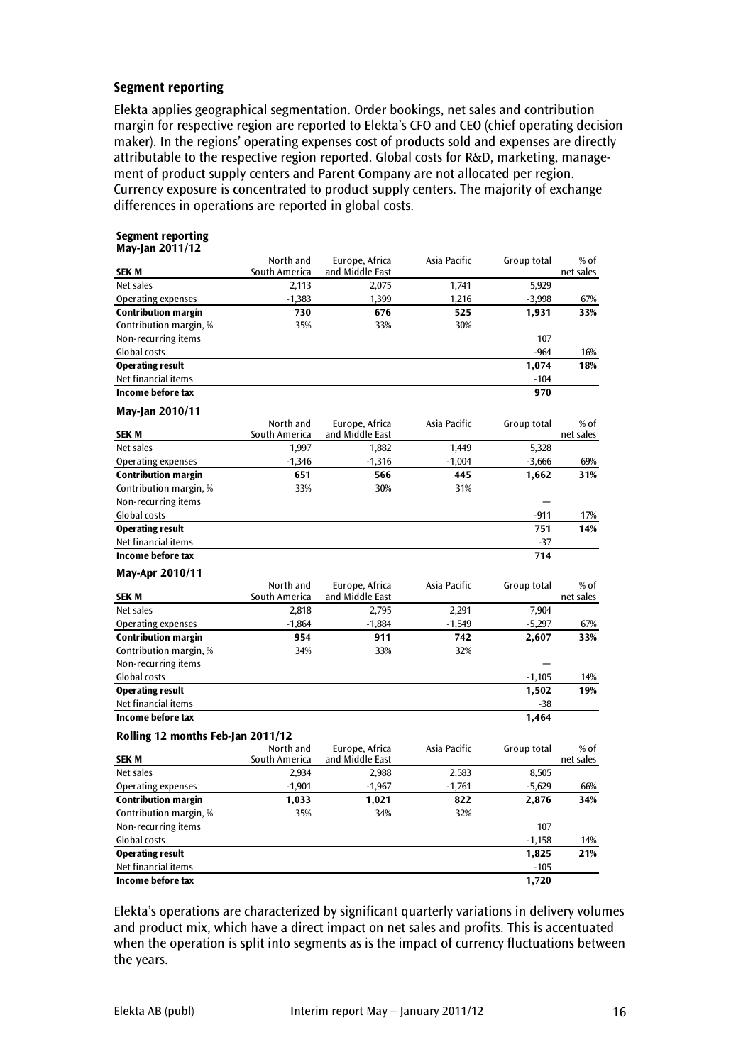## Segment reporting

Elekta applies geographical segmentation. Order bookings, net sales and contribution margin for respective region are reported to Elekta's CFO and CEO (chief operating decision maker). In the regions' operating expenses cost of products sold and expenses are directly attributable to the respective region reported. Global costs for R&D, marketing, management of product supply centers and Parent Company are not allocated per region. Currency exposure is concentrated to product supply centers. The majority of exchange differences in operations are reported in global costs.

### Segment reporting May-Jan 2011/12

| SEK M | North and South America | Europe, Africa and Middle East | Asia Pacific | Group total | % of net sales |
|---|---|---|---|---|---|
| Net sales | 2,113 | 2,075 | 1,741 | 5,929 | |
| Operating expenses | -1,383 | 1,399 | 1,216 | -3,998 | 67% |
| **Contribution margin** | **730** | **676** | **525** | **1,931** | **33%** |
| Contribution margin, % | 35% | 33% | 30% | | |
| Non-recurring items | | | | 107 | |
| Global costs | | | | -964 | 16% |
| **Operating result** | | | | **1,074** | **18%** |
| Net financial items | | | | -104 | |
| **Income before tax** | | | | **970** | |

### May-Jan 2010/11

| SEK M | North and South America | Europe, Africa and Middle East | Asia Pacific | Group total | % of net sales |
|---|---|---|---|---|---|
| Net sales | 1,997 | 1,882 | 1,449 | 5,328 | |
| Operating expenses | -1,346 | -1,316 | -1,004 | -3,666 | 69% |
| **Contribution margin** | **651** | **566** | **445** | **1,662** | **31%** |
| Contribution margin, % | 33% | 30% | 31% | | |
| Non-recurring items | | | | — | |
| Global costs | | | | -911 | 17% |
| **Operating result** | | | | **751** | **14%** |
| Net financial items | | | | -37 | |
| **Income before tax** | | | | **714** | |

### May-Apr 2010/11

| SEK M | North and South America | Europe, Africa and Middle East | Asia Pacific | Group total | % of net sales |
|---|---|---|---|---|---|
| Net sales | 2,818 | 2,795 | 2,291 | 7,904 | |
| Operating expenses | -1,864 | -1,884 | -1,549 | -5,297 | 67% |
| **Contribution margin** | **954** | **911** | **742** | **2,607** | **33%** |
| Contribution margin, % | 34% | 33% | 32% | | |
| Non-recurring items | | | | — | |
| Global costs | | | | -1,105 | 14% |
| **Operating result** | | | | **1,502** | **19%** |
| Net financial items | | | | -38 | |
| **Income before tax** | | | | **1,464** | |

### Rolling 12 months Feb-Jan 2011/12

| SEK M | North and South America | Europe, Africa and Middle East | Asia Pacific | Group total | % of net sales |
|---|---|---|---|---|---|
| Net sales | 2,934 | 2,988 | 2,583 | 8,505 | |
| Operating expenses | -1,901 | -1,967 | -1,761 | -5,629 | 66% |
| **Contribution margin** | **1,033** | **1,021** | **822** | **2,876** | **34%** |
| Contribution margin, % | 35% | 34% | 32% | | |
| Non-recurring items | | | | 107 | |
| Global costs | | | | -1,158 | 14% |
| **Operating result** | | | | **1,825** | **21%** |
| Net financial items | | | | -105 | |
| **Income before tax** | | | | **1,720** | |

Elekta's operations are characterized by significant quarterly variations in delivery volumes and product mix, which have a direct impact on net sales and profits. This is accentuated when the operation is split into segments as is the impact of currency fluctuations between the years.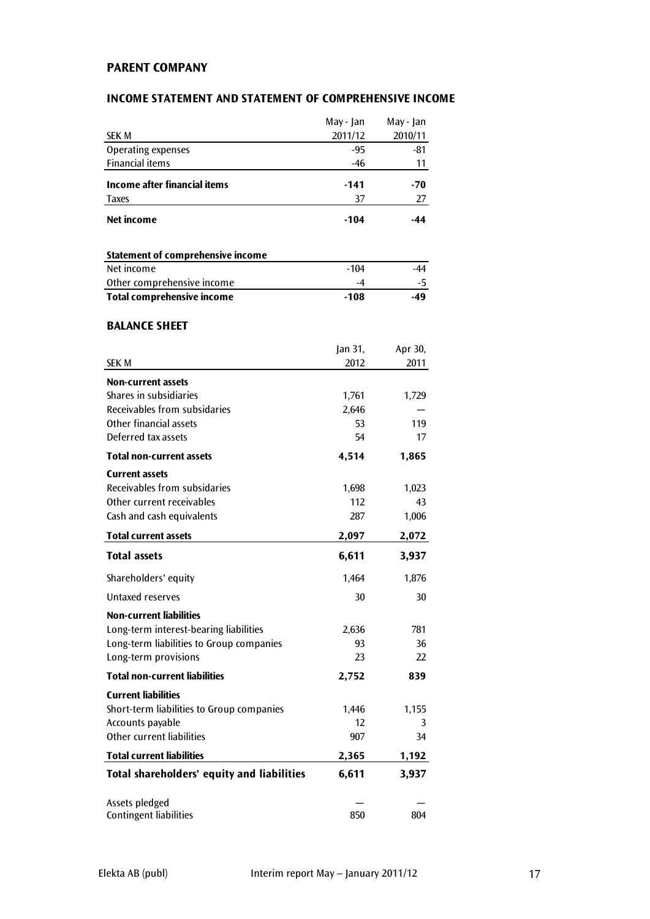## PARENT COMPANY

### INCOME STATEMENT AND STATEMENT OF COMPREHENSIVE INCOME

| SEK M | May - Jan 2011/12 | May - Jan 2010/11 |
|---|---|---|
| Operating expenses | -95 | -81 |
| Financial items | -46 | 11 |
| **Income after financial items** | **-141** | **-70** |
| Taxes | 37 | 27 |
| **Net income** | **-104** | **-44** |

| **Statement of comprehensive income** | | |
|---|---|---|
| Net income | -104 | -44 |
| Other comprehensive income | -4 | -5 |
| **Total comprehensive income** | **-108** | **-49** |

### BALANCE SHEET

| SEK M | Jan 31, 2012 | Apr 30, 2011 |
|---|---|---|
| **Non-current assets** | | |
| Shares in subsidiaries | 1,761 | 1,729 |
| Receivables from subsidaries | 2,646 | — |
| Other financial assets | 53 | 119 |
| Deferred tax assets | 54 | 17 |
| **Total non-current assets** | **4,514** | **1,865** |
| **Current assets** | | |
| Receivables from subsidaries | 1,698 | 1,023 |
| Other current receivables | 112 | 43 |
| Cash and cash equivalents | 287 | 1,006 |
| **Total current assets** | **2,097** | **2,072** |
| **Total assets** | **6,611** | **3,937** |
| Shareholders' equity | 1,464 | 1,876 |
| Untaxed reserves | 30 | 30 |
| **Non-current liabilities** | | |
| Long-term interest-bearing liabilities | 2,636 | 781 |
| Long-term liabilities to Group companies | 93 | 36 |
| Long-term provisions | 23 | 22 |
| **Total non-current liabilities** | **2,752** | **839** |
| **Current liabilities** | | |
| Short-term liabilities to Group companies | 1,446 | 1,155 |
| Accounts payable | 12 | 3 |
| Other current liabilities | 907 | 34 |
| **Total current liabilities** | **2,365** | **1,192** |
| **Total shareholders' equity and liabilities** | **6,611** | **3,937** |
| Assets pledged | — | — |
| Contingent liabilities | 850 | 804 |